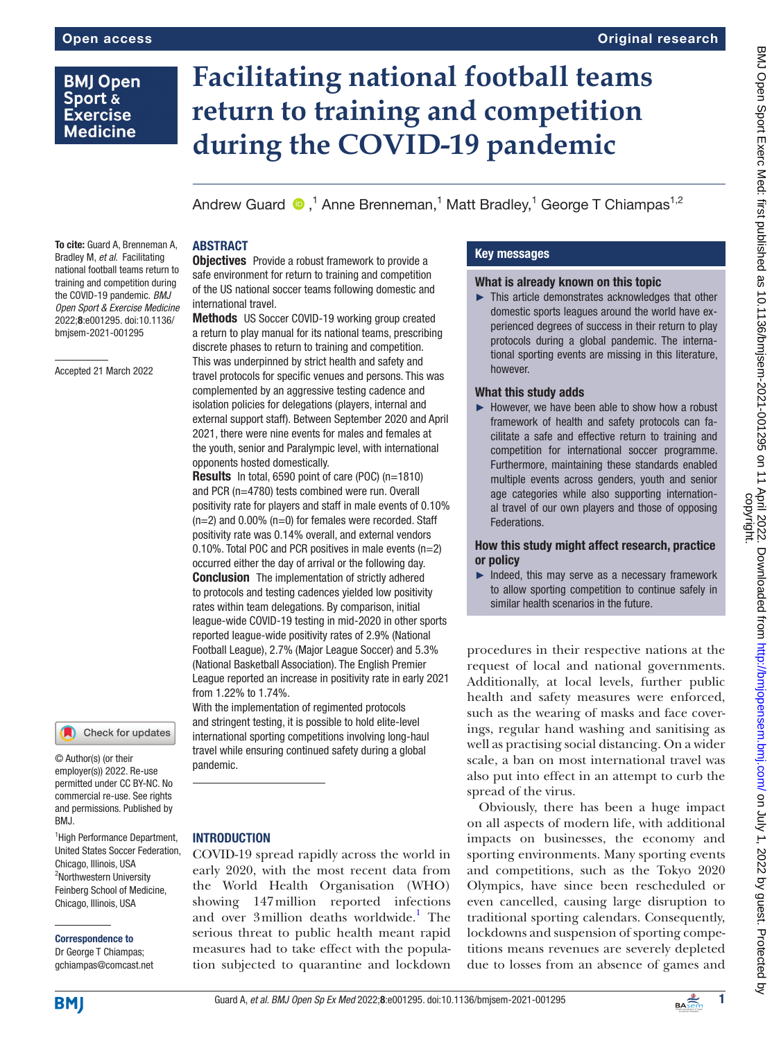# Facilitating national football teams return to training and competition during the COVID-19 pandemic

Andrew Guard,[1] Anne Brenneman,[1] Matt Bradley,[1] George T Chiampas[1,2]

**To cite:** Guard A, Brenneman A, Bradley M, *et al*. Facilitating national football teams return to training and competition during the COVID-19 pandemic. *BMJ Open Sport & Exercise Medicine* 2022;**8**:e001295. doi:10.1136/bmjsem-2021-001295

Accepted 21 March 2022

© Author(s) (or their employer(s)) 2022. Re-use permitted under CC BY-NC. No commercial re-use. See rights and permissions. Published by BMJ.

[1]High Performance Department, United States Soccer Federation, Chicago, Illinois, USA
[2]Northwestern University Feinberg School of Medicine, Chicago, Illinois, USA

**Correspondence to**
Dr George T Chiampas; gchiampas@comcast.net

## ABSTRACT

**Objectives** Provide a robust framework to provide a safe environment for return to training and competition of the US national soccer teams following domestic and international travel.

**Methods** US Soccer COVID-19 working group created a return to play manual for its national teams, prescribing discrete phases to return to training and competition. This was underpinned by strict health and safety and travel protocols for specific venues and persons. This was complemented by an aggressive testing cadence and isolation policies for delegations (players, internal and external support staff). Between September 2020 and April 2021, there were nine events for males and females at the youth, senior and Paralympic level, with international opponents hosted domestically.

**Results** In total, 6590 point of care (POC) (n=1810) and PCR (n=4780) tests combined were run. Overall positivity rate for players and staff in male events of 0.10% (n=2) and 0.00% (n=0) for females were recorded. Staff positivity rate was 0.14% overall, and external vendors 0.10%. Total POC and PCR positives in male events (n=2) occurred either the day of arrival or the following day.

**Conclusion** The implementation of strictly adhered to protocols and testing cadences yielded low positivity rates within team delegations. By comparison, initial league-wide COVID-19 testing in mid-2020 in other sports reported league-wide positivity rates of 2.9% (National Football League), 2.7% (Major League Soccer) and 5.3% (National Basketball Association). The English Premier League reported an increase in positivity rate in early 2021 from 1.22% to 1.74%.

With the implementation of regimented protocols and stringent testing, it is possible to hold elite-level international sporting competitions involving long-haul travel while ensuring continued safety during a global pandemic.

## Key messages

### What is already known on this topic

- This article demonstrates acknowledges that other domestic sports leagues around the world have experienced degrees of success in their return to play protocols during a global pandemic. The international sporting events are missing in this literature, however.

### What this study adds

- However, we have been able to show how a robust framework of health and safety protocols can facilitate a safe and effective return to training and competition for international soccer programme. Furthermore, maintaining these standards enabled multiple events across genders, youth and senior age categories while also supporting international travel of our own players and those of opposing Federations.

### How this study might affect research, practice or policy

- Indeed, this may serve as a necessary framework to allow sporting competition to continue safely in similar health scenarios in the future.

## INTRODUCTION

COVID-19 spread rapidly across the world in early 2020, with the most recent data from the World Health Organisation (WHO) showing 147 million reported infections and over 3 million deaths worldwide.[1] The serious threat to public health meant rapid measures had to take effect with the population subjected to quarantine and lockdown procedures in their respective nations at the request of local and national governments. Additionally, at local levels, further public health and safety measures were enforced, such as the wearing of masks and face coverings, regular hand washing and sanitising as well as practising social distancing. On a wider scale, a ban on most international travel was also put into effect in an attempt to curb the spread of the virus.

Obviously, there has been a huge impact on all aspects of modern life, with additional impacts on businesses, the economy and sporting environments. Many sporting events and competitions, such as the Tokyo 2020 Olympics, have since been rescheduled or even cancelled, causing large disruption to traditional sporting calendars. Consequently, lockdowns and suspension of sporting competitions means revenues are severely depleted due to losses from an absence of games and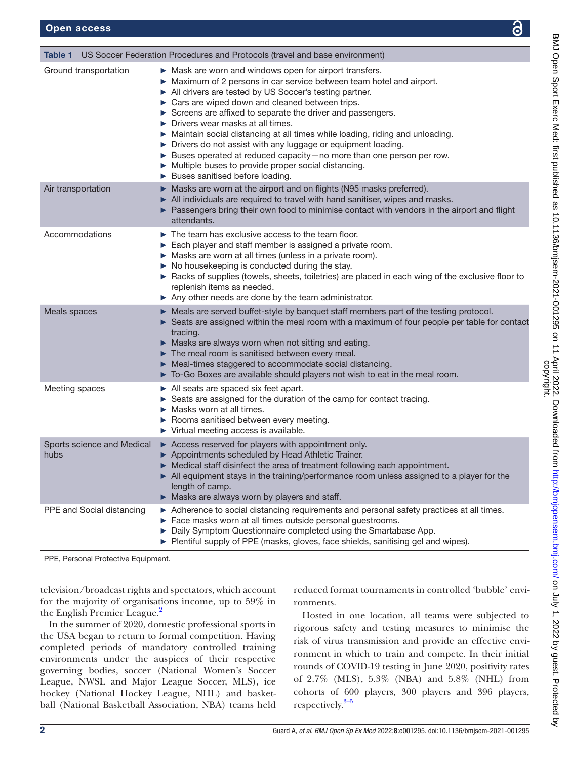**Table 1** US Soccer Federation Procedures and Protocols (travel and base environment)

| | |
|---|---|
| Ground transportation | ► Mask are worn and windows open for airport transfers.<br>► Maximum of 2 persons in car service between team hotel and airport.<br>► All drivers are tested by US Soccer's testing partner.<br>► Cars are wiped down and cleaned between trips.<br>► Screens are affixed to separate the driver and passengers.<br>► Drivers wear masks at all times.<br>► Maintain social distancing at all times while loading, riding and unloading.<br>► Drivers do not assist with any luggage or equipment loading.<br>► Buses operated at reduced capacity—no more than one person per row.<br>► Multiple buses to provide proper social distancing.<br>► Buses sanitised before loading. |
| Air transportation | ► Masks are worn at the airport and on flights (N95 masks preferred).<br>► All individuals are required to travel with hand sanitiser, wipes and masks.<br>► Passengers bring their own food to minimise contact with vendors in the airport and flight attendants. |
| Accommodations | ► The team has exclusive access to the team floor.<br>► Each player and staff member is assigned a private room.<br>► Masks are worn at all times (unless in a private room).<br>► No housekeeping is conducted during the stay.<br>► Racks of supplies (towels, sheets, toiletries) are placed in each wing of the exclusive floor to replenish items as needed.<br>► Any other needs are done by the team administrator. |
| Meals spaces | ► Meals are served buffet-style by banquet staff members part of the testing protocol.<br>► Seats are assigned within the meal room with a maximum of four people per table for contact tracing.<br>► Masks are always worn when not sitting and eating.<br>► The meal room is sanitised between every meal.<br>► Meal-times staggered to accommodate social distancing.<br>► To-Go Boxes are available should players not wish to eat in the meal room. |
| Meeting spaces | ► All seats are spaced six feet apart.<br>► Seats are assigned for the duration of the camp for contact tracing.<br>► Masks worn at all times.<br>► Rooms sanitised between every meeting.<br>► Virtual meeting access is available. |
| Sports science and Medical hubs | ► Access reserved for players with appointment only.<br>► Appointments scheduled by Head Athletic Trainer.<br>► Medical staff disinfect the area of treatment following each appointment.<br>► All equipment stays in the training/performance room unless assigned to a player for the length of camp.<br>► Masks are always worn by players and staff. |
| PPE and Social distancing | ► Adherence to social distancing requirements and personal safety practices at all times.<br>► Face masks worn at all times outside personal guestrooms.<br>► Daily Symptom Questionnaire completed using the Smartabase App.<br>► Plentiful supply of PPE (masks, gloves, face shields, sanitising gel and wipes). |

PPE, Personal Protective Equipment.

television/broadcast rights and spectators, which account for the majority of organisations income, up to 59% in the English Premier League.[2]

In the summer of 2020, domestic professional sports in the USA began to return to formal competition. Having completed periods of mandatory controlled training environments under the auspices of their respective governing bodies, soccer (National Women's Soccer League, NWSL and Major League Soccer, MLS), ice hockey (National Hockey League, NHL) and basketball (National Basketball Association, NBA) teams held reduced format tournaments in controlled 'bubble' environments.

Hosted in one location, all teams were subjected to rigorous safety and testing measures to minimise the risk of virus transmission and provide an effective environment in which to train and compete. In their initial rounds of COVID-19 testing in June 2020, positivity rates of 2.7% (MLS), 5.3% (NBA) and 5.8% (NHL) from cohorts of 600 players, 300 players and 396 players, respectively.[3–5]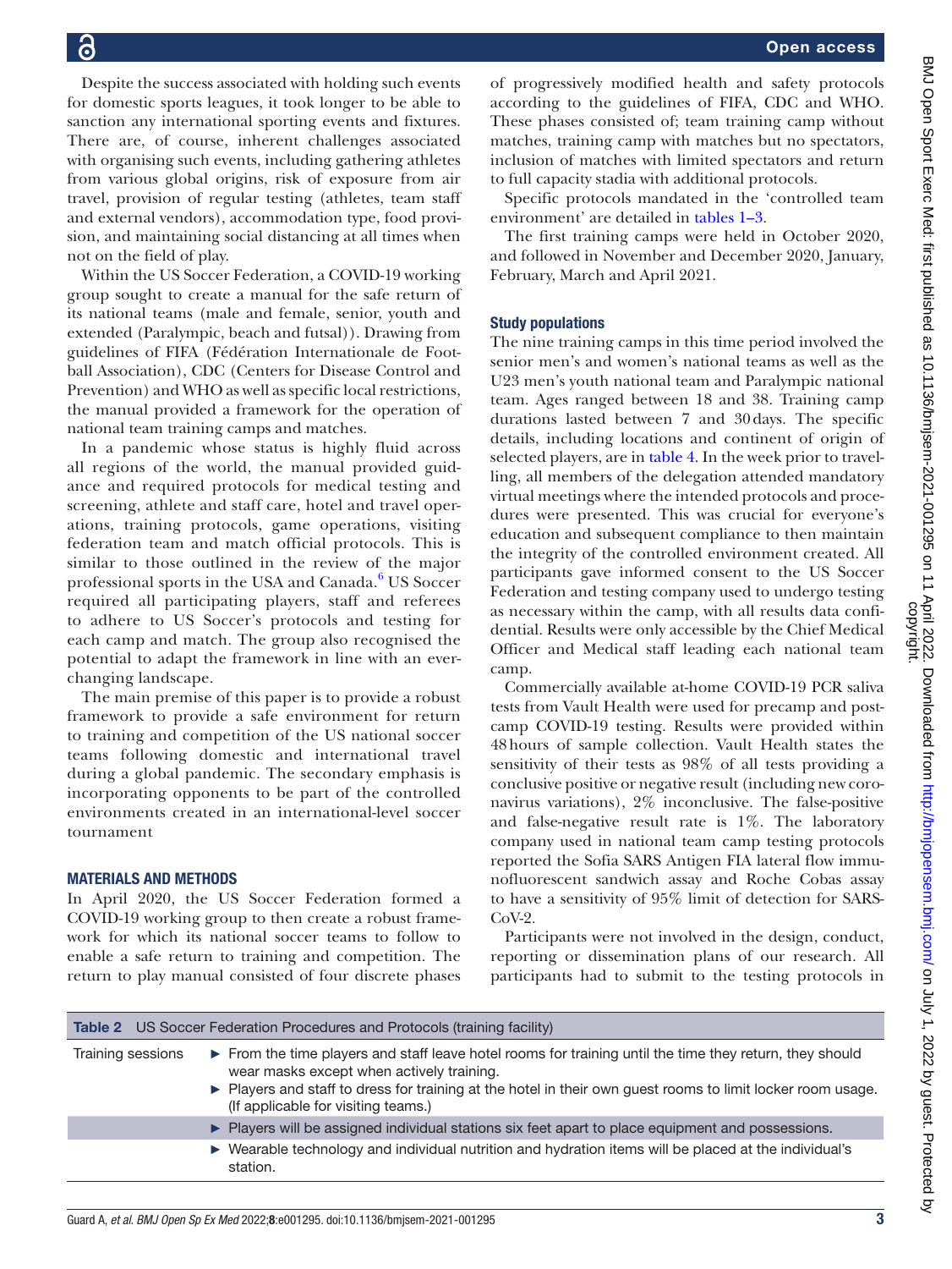Despite the success associated with holding such events for domestic sports leagues, it took longer to be able to sanction any international sporting events and fixtures. There are, of course, inherent challenges associated with organising such events, including gathering athletes from various global origins, risk of exposure from air travel, provision of regular testing (athletes, team staff and external vendors), accommodation type, food provision, and maintaining social distancing at all times when not on the field of play.

Within the US Soccer Federation, a COVID-19 working group sought to create a manual for the safe return of its national teams (male and female, senior, youth and extended (Paralympic, beach and futsal)). Drawing from guidelines of FIFA (Fédération Internationale de Football Association), CDC (Centers for Disease Control and Prevention) and WHO as well as specific local restrictions, the manual provided a framework for the operation of national team training camps and matches.

In a pandemic whose status is highly fluid across all regions of the world, the manual provided guidance and required protocols for medical testing and screening, athlete and staff care, hotel and travel operations, training protocols, game operations, visiting federation team and match official protocols. This is similar to those outlined in the review of the major professional sports in the USA and Canada.[6] US Soccer required all participating players, staff and referees to adhere to US Soccer's protocols and testing for each camp and match. The group also recognised the potential to adapt the framework in line with an ever-changing landscape.

The main premise of this paper is to provide a robust framework to provide a safe environment for return to training and competition of the US national soccer teams following domestic and international travel during a global pandemic. The secondary emphasis is incorporating opponents to be part of the controlled environments created in an international-level soccer tournament

## MATERIALS AND METHODS

In April 2020, the US Soccer Federation formed a COVID-19 working group to then create a robust framework for which its national soccer teams to follow to enable a safe return to training and competition. The return to play manual consisted of four discrete phases of progressively modified health and safety protocols according to the guidelines of FIFA, CDC and WHO. These phases consisted of; team training camp without matches, training camp with matches but no spectators, inclusion of matches with limited spectators and return to full capacity stadia with additional protocols.

Specific protocols mandated in the 'controlled team environment' are detailed in tables 1–3.

The first training camps were held in October 2020, and followed in November and December 2020, January, February, March and April 2021.

### Study populations

The nine training camps in this time period involved the senior men's and women's national teams as well as the U23 men's youth national team and Paralympic national team. Ages ranged between 18 and 38. Training camp durations lasted between 7 and 30 days. The specific details, including locations and continent of origin of selected players, are in table 4. In the week prior to travelling, all members of the delegation attended mandatory virtual meetings where the intended protocols and procedures were presented. This was crucial for everyone's education and subsequent compliance to then maintain the integrity of the controlled environment created. All participants gave informed consent to the US Soccer Federation and testing company used to undergo testing as necessary within the camp, with all results data confidential. Results were only accessible by the Chief Medical Officer and Medical staff leading each national team camp.

Commercially available at-home COVID-19 PCR saliva tests from Vault Health were used for precamp and postcamp COVID-19 testing. Results were provided within 48 hours of sample collection. Vault Health states the sensitivity of their tests as 98% of all tests providing a conclusive positive or negative result (including new coronavirus variations), 2% inconclusive. The false-positive and false-negative result rate is 1%. The laboratory company used in national team camp testing protocols reported the Sofia SARS Antigen FIA lateral flow immunofluorescent sandwich assay and Roche Cobas assay to have a sensitivity of 95% limit of detection for SARS-CoV-2.

Participants were not involved in the design, conduct, reporting or dissemination plans of our research. All participants had to submit to the testing protocols in

**Table 2** US Soccer Federation Procedures and Protocols (training facility)

| | |
|---|---|
| Training sessions | ► From the time players and staff leave hotel rooms for training until the time they return, they should wear masks except when actively training.<br>► Players and staff to dress for training at the hotel in their own guest rooms to limit locker room usage. (If applicable for visiting teams.) |
| | ► Players will be assigned individual stations six feet apart to place equipment and possessions. |
| | ► Wearable technology and individual nutrition and hydration items will be placed at the individual's station. |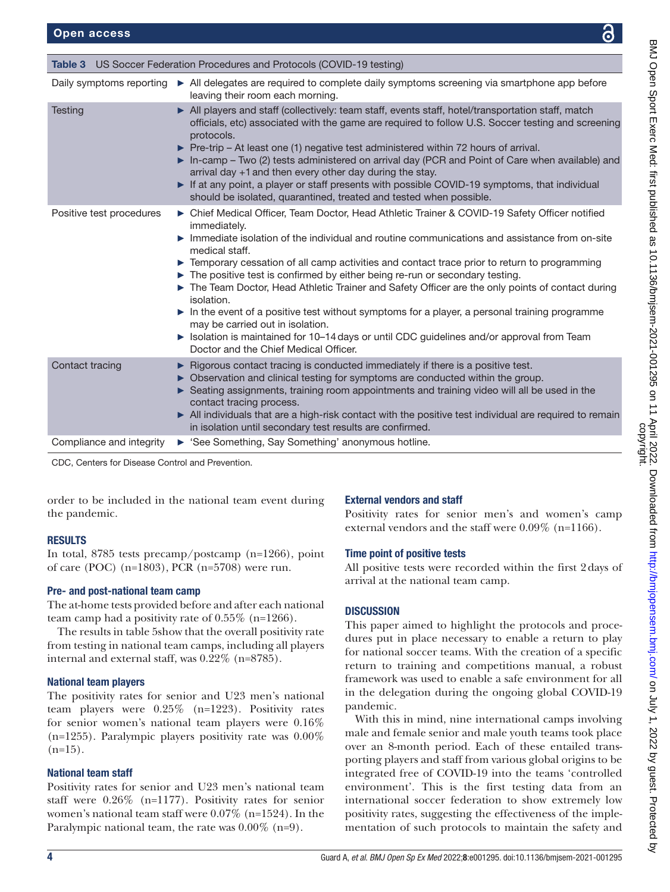Table 3 US Soccer Federation Procedures and Protocols (COVID-19 testing)

| | |
|---|---|
| Daily symptoms reporting | ► All delegates are required to complete daily symptoms screening via smartphone app before leaving their room each morning. |
| Testing | ► All players and staff (collectively: team staff, events staff, hotel/transportation staff, match officials, etc) associated with the game are required to follow U.S. Soccer testing and screening protocols.<br>► Pre-trip – At least one (1) negative test administered within 72 hours of arrival.<br>► In-camp – Two (2) tests administered on arrival day (PCR and Point of Care when available) and arrival day +1 and then every other day during the stay.<br>► If at any point, a player or staff presents with possible COVID-19 symptoms, that individual should be isolated, quarantined, treated and tested when possible. |
| Positive test procedures | ► Chief Medical Officer, Team Doctor, Head Athletic Trainer & COVID-19 Safety Officer notified immediately.<br>► Immediate isolation of the individual and routine communications and assistance from on-site medical staff.<br>► Temporary cessation of all camp activities and contact trace prior to return to programming<br>► The positive test is confirmed by either being re-run or secondary testing.<br>► The Team Doctor, Head Athletic Trainer and Safety Officer are the only points of contact during isolation.<br>► In the event of a positive test without symptoms for a player, a personal training programme may be carried out in isolation.<br>► Isolation is maintained for 10–14 days or until CDC guidelines and/or approval from Team Doctor and the Chief Medical Officer. |
| Contact tracing | ► Rigorous contact tracing is conducted immediately if there is a positive test.<br>► Observation and clinical testing for symptoms are conducted within the group.<br>► Seating assignments, training room appointments and training video will all be used in the contact tracing process.<br>► All individuals that are a high-risk contact with the positive test individual are required to remain in isolation until secondary test results are confirmed. |
| Compliance and integrity | ► 'See Something, Say Something' anonymous hotline. |

CDC, Centers for Disease Control and Prevention.

order to be included in the national team event during the pandemic.

## RESULTS

In total, 8785 tests precamp/postcamp (n=1266), point of care (POC) (n=1803), PCR (n=5708) were run.

### Pre- and post-national team camp

The at-home tests provided before and after each national team camp had a positivity rate of 0.55% (n=1266).

The results in table 5show that the overall positivity rate from testing in national team camps, including all players internal and external staff, was 0.22% (n=8785).

### National team players

The positivity rates for senior and U23 men's national team players were 0.25% (n=1223). Positivity rates for senior women's national team players were 0.16% (n=1255). Paralympic players positivity rate was 0.00% (n=15).

### National team staff

Positivity rates for senior and U23 men's national team staff were 0.26% (n=1177). Positivity rates for senior women's national team staff were 0.07% (n=1524). In the Paralympic national team, the rate was 0.00% (n=9).

### External vendors and staff

Positivity rates for senior men's and women's camp external vendors and the staff were 0.09% (n=1166).

### Time point of positive tests

All positive tests were recorded within the first 2 days of arrival at the national team camp.

## DISCUSSION

This paper aimed to highlight the protocols and procedures put in place necessary to enable a return to play for national soccer teams. With the creation of a specific return to training and competitions manual, a robust framework was used to enable a safe environment for all in the delegation during the ongoing global COVID-19 pandemic.

With this in mind, nine international camps involving male and female senior and male youth teams took place over an 8-month period. Each of these entailed transporting players and staff from various global origins to be integrated free of COVID-19 into the teams 'controlled environment'. This is the first testing data from an international soccer federation to show extremely low positivity rates, suggesting the effectiveness of the implementation of such protocols to maintain the safety and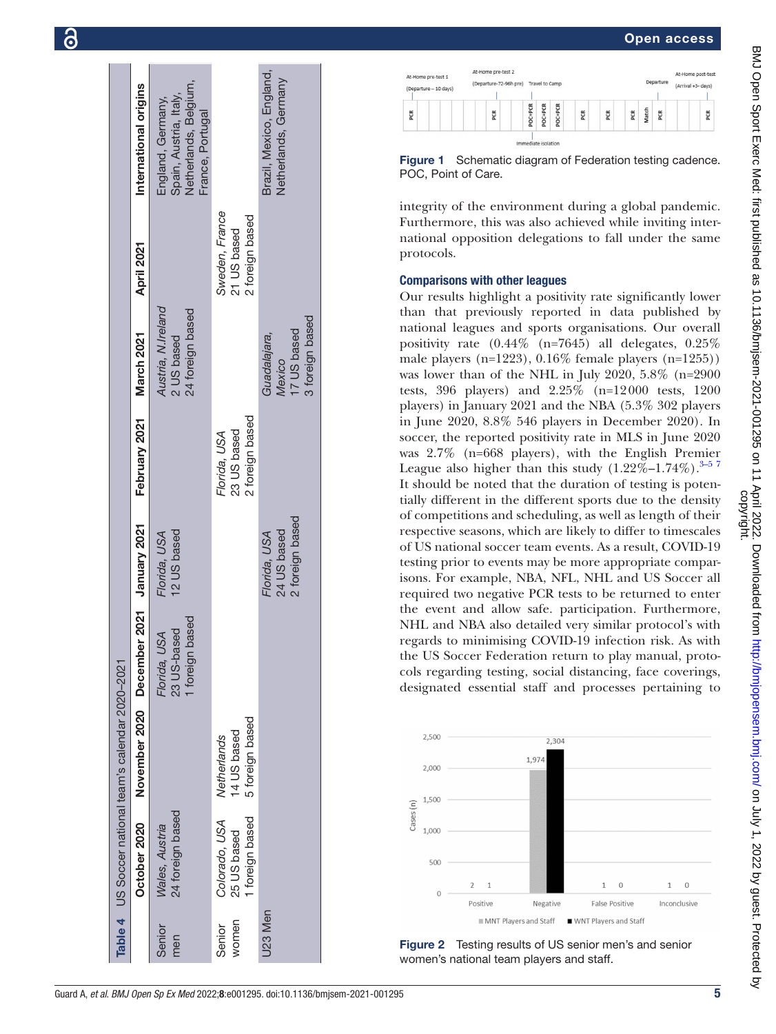**Table 4** US Soccer national team's calendar 2020–2021

| | October 2020 | November 2020 | December 2021 | January 2021 | February 2021 | March 2021 | April 2021 | International origins |
|---|---|---|---|---|---|---|---|---|
| Senior men | *Wales, Austria* 24 foreign based | | *Florida, USA* 23 US-based 1 foreign based | *Florida, USA* 12 US based | | *Austria, N.Ireland* 2 US based 24 foreign based | | England, Germany, Spain, Austria, Italy, Netherlands, Belgium, France, Portugal |
| Senior women | *Colorado, USA* 25 US based 1 foreign based | *Netherlands* 14 US based 5 foreign based | | | *Florida, USA* 23 US based 2 foreign based | | *Sweden, France* 21 US based 2 foreign based | |
| U23 Men | | | | *Florida, USA* 24 US based 2 foreign based | | *Guadalajara, Mexico* 17 US based 3 foreign based | | Brazil, Mexico, England, Netherlands, Germany |

Figure 1 Schematic diagram of Federation testing cadence. POC, Point of Care.

integrity of the environment during a global pandemic. Furthermore, this was also achieved while inviting international opposition delegations to fall under the same protocols.

### Comparisons with other leagues

Our results highlight a positivity rate significantly lower than that previously reported in data published by national leagues and sports organisations. Our overall positivity rate (0.44% (n=7645) all delegates, 0.25% male players (n=1223), 0.16% female players (n=1255)) was lower than of the NHL in July 2020, 5.8% (n=2900 tests, 396 players) and 2.25% (n=12 000 tests, 1200 players) in January 2021 and the NBA (5.3% 302 players in June 2020, 8.8% 546 players in December 2020). In soccer, the reported positivity rate in MLS in June 2020 was 2.7% (n=668 players), with the English Premier League also higher than this study (1.22%–1.74%).[3–5 7] It should be noted that the duration of testing is potentially different in the different sports due to the density of competitions and scheduling, as well as length of their respective seasons, which are likely to differ to timescales of US national soccer team events. As a result, COVID-19 testing prior to events may be more appropriate comparisons. For example, NBA, NFL, NHL and US Soccer all required two negative PCR tests to be returned to enter the event and allow safe. participation. Furthermore, NHL and NBA also detailed very similar protocol's with regards to minimising COVID-19 infection risk. As with the US Soccer Federation return to play manual, protocols regarding testing, social distancing, face coverings, designated essential staff and processes pertaining to

Figure 2 Testing results of US senior men's and senior women's national team players and staff.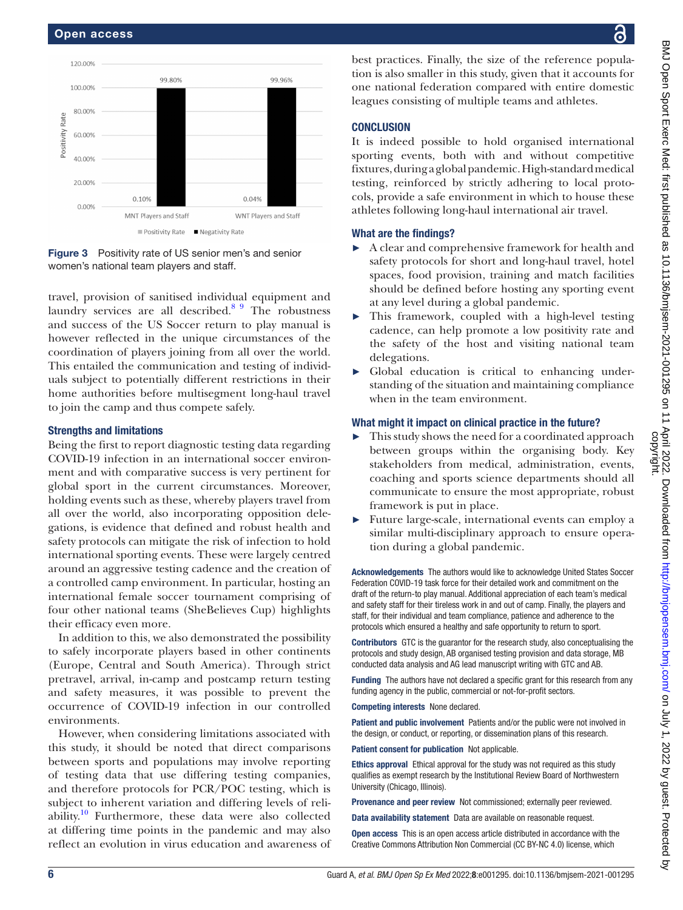Figure 3 Positivity rate of US senior men's and senior women's national team players and staff.

travel, provision of sanitised individual equipment and laundry services are all described.[8 9] The robustness and success of the US Soccer return to play manual is however reflected in the unique circumstances of the coordination of players joining from all over the world. This entailed the communication and testing of individuals subject to potentially different restrictions in their home authorities before multisegment long-haul travel to join the camp and thus compete safely.

## Strengths and limitations

Being the first to report diagnostic testing data regarding COVID-19 infection in an international soccer environment and with comparative success is very pertinent for global sport in the current circumstances. Moreover, holding events such as these, whereby players travel from all over the world, also incorporating opposition delegations, is evidence that defined and robust health and safety protocols can mitigate the risk of infection to hold international sporting events. These were largely centred around an aggressive testing cadence and the creation of a controlled camp environment. In particular, hosting an international female soccer tournament comprising of four other national teams (SheBelieves Cup) highlights their efficacy even more.

In addition to this, we also demonstrated the possibility to safely incorporate players based in other continents (Europe, Central and South America). Through strict pretravel, arrival, in-camp and postcamp return testing and safety measures, it was possible to prevent the occurrence of COVID-19 infection in our controlled environments.

However, when considering limitations associated with this study, it should be noted that direct comparisons between sports and populations may involve reporting of testing data that use differing testing companies, and therefore protocols for PCR/POC testing, which is subject to inherent variation and differing levels of reliability.[10] Furthermore, these data were also collected at differing time points in the pandemic and may also reflect an evolution in virus education and awareness of best practices. Finally, the size of the reference population is also smaller in this study, given that it accounts for one national federation compared with entire domestic leagues consisting of multiple teams and athletes.

## CONCLUSION

It is indeed possible to hold organised international sporting events, both with and without competitive fixtures, during a global pandemic. High-standard medical testing, reinforced by strictly adhering to local protocols, provide a safe environment in which to house these athletes following long-haul international air travel.

### What are the findings?

- A clear and comprehensive framework for health and safety protocols for short and long-haul travel, hotel spaces, food provision, training and match facilities should be defined before hosting any sporting event at any level during a global pandemic.
- This framework, coupled with a high-level testing cadence, can help promote a low positivity rate and the safety of the host and visiting national team delegations.
- Global education is critical to enhancing understanding of the situation and maintaining compliance when in the team environment.

### What might it impact on clinical practice in the future?

- This study shows the need for a coordinated approach between groups within the organising body. Key stakeholders from medical, administration, events, coaching and sports science departments should all communicate to ensure the most appropriate, robust framework is put in place.
- Future large-scale, international events can employ a similar multi-disciplinary approach to ensure operation during a global pandemic.

**Acknowledgements** The authors would like to acknowledge United States Soccer Federation COVID-19 task force for their detailed work and commitment on the draft of the return-to play manual. Additional appreciation of each team's medical and safety staff for their tireless work in and out of camp. Finally, the players and staff, for their individual and team compliance, patience and adherence to the protocols which ensured a healthy and safe opportunity to return to sport.

**Contributors** GTC is the guarantor for the research study, also conceptualising the protocols and study design, AB organised testing provision and data storage, MB conducted data analysis and AG lead manuscript writing with GTC and AB.

**Funding** The authors have not declared a specific grant for this research from any funding agency in the public, commercial or not-for-profit sectors.

**Competing interests** None declared.

**Patient and public involvement** Patients and/or the public were not involved in the design, or conduct, or reporting, or dissemination plans of this research.

**Patient consent for publication** Not applicable.

**Ethics approval** Ethical approval for the study was not required as this study qualifies as exempt research by the Institutional Review Board of Northwestern University (Chicago, Illinois).

**Provenance and peer review** Not commissioned; externally peer reviewed.

**Data availability statement** Data are available on reasonable request.

**Open access** This is an open access article distributed in accordance with the Creative Commons Attribution Non Commercial (CC BY-NC 4.0) license, which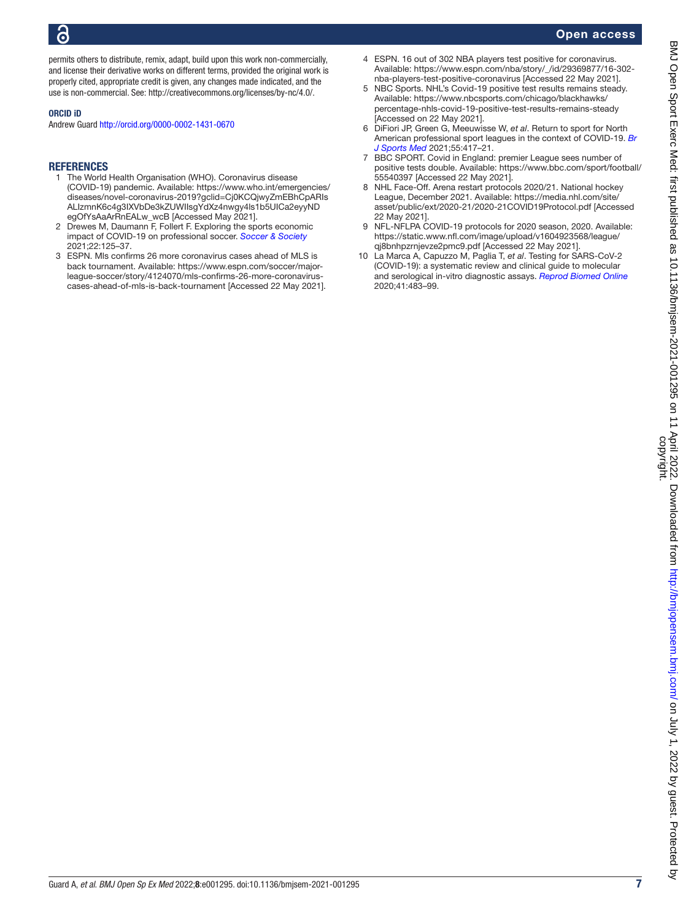permits others to distribute, remix, adapt, build upon this work non-commercially, and license their derivative works on different terms, provided the original work is properly cited, appropriate credit is given, any changes made indicated, and the use is non-commercial. See: http://creativecommons.org/licenses/by-nc/4.0/.

**ORCID iD**

Andrew Guard http://orcid.org/0000-0002-1431-0670

## REFERENCES

1. The World Health Organisation (WHO). Coronavirus disease (COVID-19) pandemic. Available: https://www.who.int/emergencies/diseases/novel-coronavirus-2019?gclid=Cj0KCQjwyZmEBhCpARIsALIzmnK6c4g3IXVbDe3kZUWIlsgYdXz4nwgy4ls1b5UICa2eyyNDegOfYsAaArRnEALw_wcB [Accessed May 2021].
2. Drewes M, Daumann F, Follert F. Exploring the sports economic impact of COVID-19 on professional soccer. *Soccer & Society* 2021;22:125–37.
3. ESPN. Mls confirms 26 more coronavirus cases ahead of MLS is back tournament. Available: https://www.espn.com/soccer/major-league-soccer/story/4124070/mls-confirms-26-more-coronavirus-cases-ahead-of-mls-is-back-tournament [Accessed 22 May 2021].
4. ESPN. 16 out of 302 NBA players test positive for coronavirus. Available: https://www.espn.com/nba/story/_/id/29369877/16-302-nba-players-test-positive-coronavirus [Accessed 22 May 2021].
5. NBC Sports. NHL's Covid-19 positive test results remains steady. Available: https://www.nbcsports.com/chicago/blackhawks/percentage-nhls-covid-19-positive-test-results-remains-steady [Accessed on 22 May 2021].
6. DiFiori JP, Green G, Meeuwisse W, *et al*. Return to sport for North American professional sport leagues in the context of COVID-19. *Br J Sports Med* 2021;55:417–21.
7. BBC SPORT. Covid in England: premier League sees number of positive tests double. Available: https://www.bbc.com/sport/football/55540397 [Accessed 22 May 2021].
8. NHL Face-Off. Arena restart protocols 2020/21. National hockey League, December 2021. Available: https://media.nhl.com/site/asset/public/ext/2020-21/2020-21COVID19Protocol.pdf [Accessed 22 May 2021].
9. NFL-NFLPA COVID-19 protocols for 2020 season, 2020. Available: https://static.www.nfl.com/image/upload/v1604923568/league/qj8bnhpzrnjevze2pmc9.pdf [Accessed 22 May 2021].
10. La Marca A, Capuzzo M, Paglia T, *et al*. Testing for SARS-CoV-2 (COVID-19): a systematic review and clinical guide to molecular and serological in-vitro diagnostic assays. *Reprod Biomed Online* 2020;41:483–99.